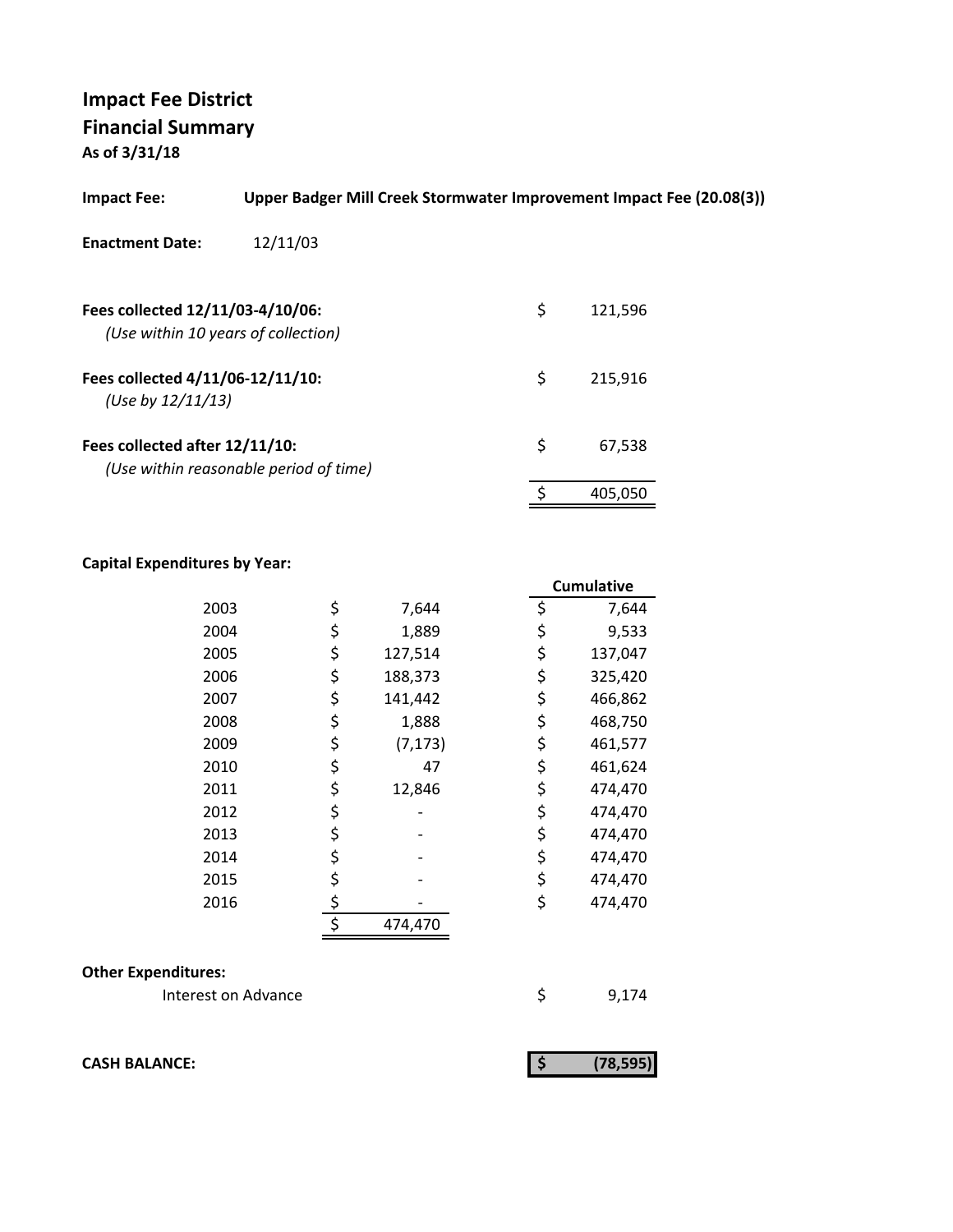# Impact Fee District
## Financial Summary
**As of 3/31/18**

**Impact Fee:** **Upper Badger Mill Creek Stormwater Improvement Impact Fee (20.08(3))**

**Enactment Date:** 12/11/03

| | | |
|---|---|---|
| **Fees collected 12/11/03-4/10/06:** *(Use within 10 years of collection)* | $ | 121,596 |
| **Fees collected 4/11/06-12/11/10:** *(Use by 12/11/13)* | $ | 215,916 |
| **Fees collected after 12/11/10:** *(Use within reasonable period of time)* | $ | 67,538 |
| | $ | 405,050 |

**Capital Expenditures by Year:**

| Year | | Amount | | Cumulative |
|---|---|---|---|---|
| 2003 | $ | 7,644 | $ | 7,644 |
| 2004 | $ | 1,889 | $ | 9,533 |
| 2005 | $ | 127,514 | $ | 137,047 |
| 2006 | $ | 188,373 | $ | 325,420 |
| 2007 | $ | 141,442 | $ | 466,862 |
| 2008 | $ | 1,888 | $ | 468,750 |
| 2009 | $ | (7,173) | $ | 461,577 |
| 2010 | $ | 47 | $ | 461,624 |
| 2011 | $ | 12,846 | $ | 474,470 |
| 2012 | $ | - | $ | 474,470 |
| 2013 | $ | - | $ | 474,470 |
| 2014 | $ | - | $ | 474,470 |
| 2015 | $ | - | $ | 474,470 |
| 2016 | $ | - | $ | 474,470 |
| | $ | 474,470 | | |

**Other Expenditures:**

| | | |
|---|---|---|
| Interest on Advance | $ | 9,174 |

**CASH BALANCE:** **$ (78,595)**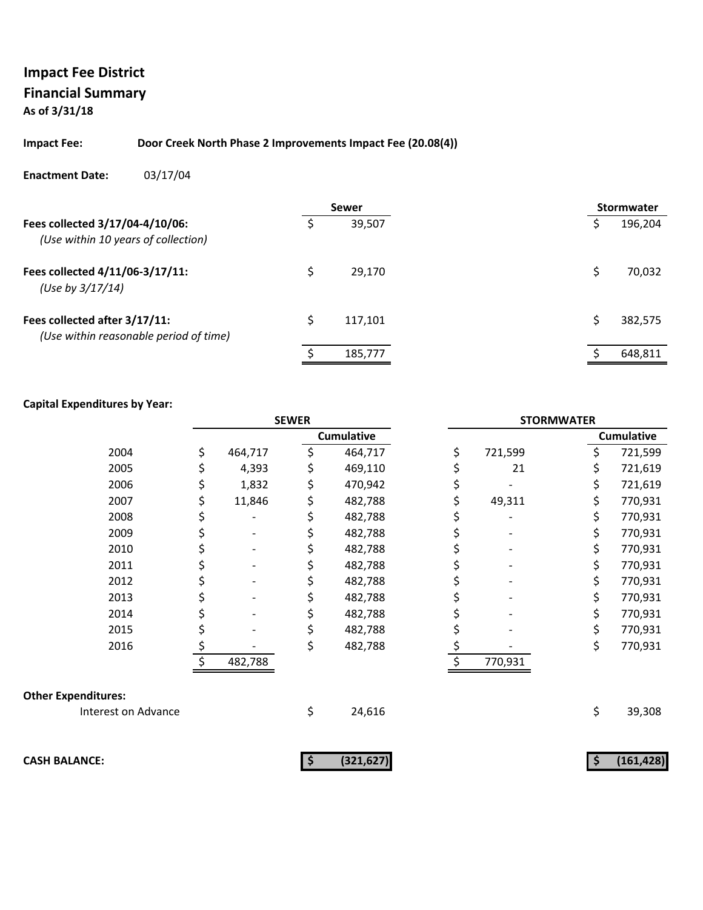# Impact Fee District
## Financial Summary
**As of 3/31/18**

**Impact Fee:** **Door Creek North Phase 2 Improvements Impact Fee (20.08(4))**

**Enactment Date:** 03/17/04

| | Sewer | Stormwater |
|---|---|---|
| **Fees collected 3/17/04-4/10/06:** *(Use within 10 years of collection)* | $ 39,507 | $ 196,204 |
| **Fees collected 4/11/06-3/17/11:** *(Use by 3/17/14)* | $ 29,170 | $ 70,032 |
| **Fees collected after 3/17/11:** *(Use within reasonable period of time)* | $ 117,101 | $ 382,575 |
| | $ 185,777 | $ 648,811 |

**Capital Expenditures by Year:**

| | SEWER | | STORMWATER | |
|---|---|---|---|---|
| | | Cumulative | | Cumulative |
| 2004 | $ 464,717 | $ 464,717 | $ 721,599 | $ 721,599 |
| 2005 | $ 4,393 | $ 469,110 | $ 21 | $ 721,619 |
| 2006 | $ 1,832 | $ 470,942 | $ - | $ 721,619 |
| 2007 | $ 11,846 | $ 482,788 | $ 49,311 | $ 770,931 |
| 2008 | $ - | $ 482,788 | $ - | $ 770,931 |
| 2009 | $ - | $ 482,788 | $ - | $ 770,931 |
| 2010 | $ - | $ 482,788 | $ - | $ 770,931 |
| 2011 | $ - | $ 482,788 | $ - | $ 770,931 |
| 2012 | $ - | $ 482,788 | $ - | $ 770,931 |
| 2013 | $ - | $ 482,788 | $ - | $ 770,931 |
| 2014 | $ - | $ 482,788 | $ - | $ 770,931 |
| 2015 | $ - | $ 482,788 | $ - | $ 770,931 |
| 2016 | $ - | $ 482,788 | $ - | $ 770,931 |
| | $ 482,788 | | $ 770,931 | |

**Other Expenditures:**

| | Sewer | Stormwater |
|---|---|---|
| Interest on Advance | $ 24,616 | $ 39,308 |
| **CASH BALANCE:** | **$ (321,627)** | **$ (161,428)** |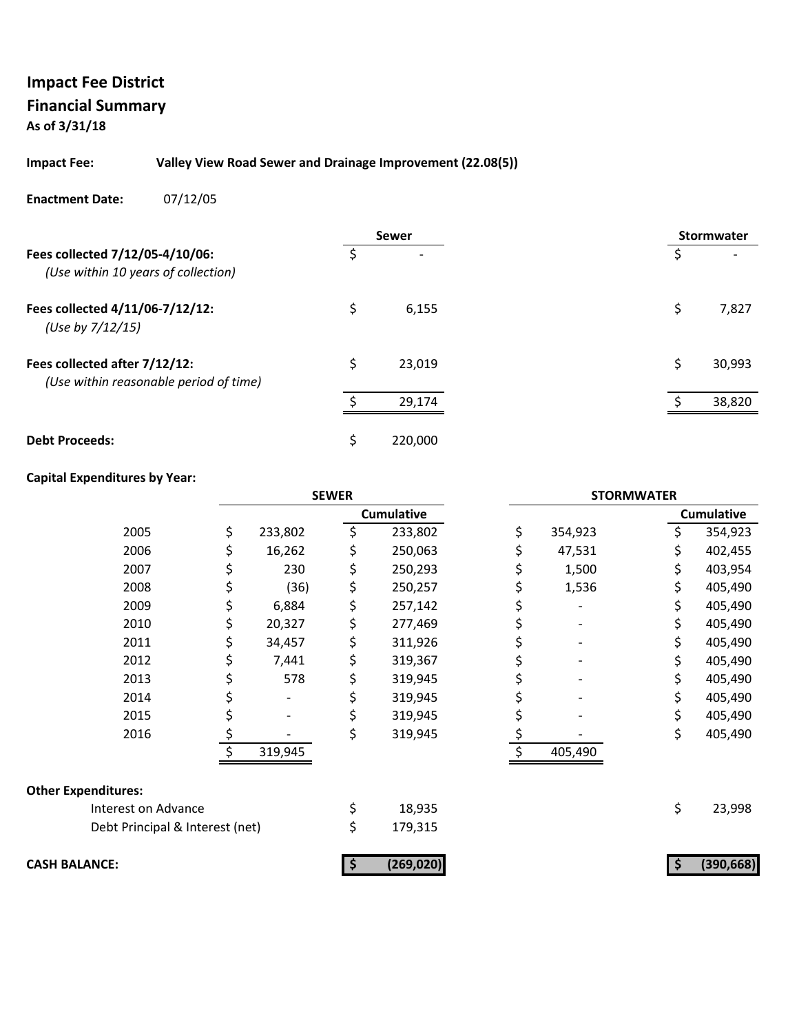**Impact Fee District**
**Financial Summary**
**As of 3/31/18**

**Impact Fee:** **Valley View Road Sewer and Drainage Improvement (22.08(5))**

**Enactment Date:** 07/12/05

| | Sewer | Stormwater |
|---|---|---|
| **Fees collected 7/12/05-4/10/06:** *(Use within 10 years of collection)* | $ - | $ - |
| **Fees collected 4/11/06-7/12/12:** *(Use by 7/12/15)* | $ 6,155 | $ 7,827 |
| **Fees collected after 7/12/12:** *(Use within reasonable period of time)* | $ 23,019 | $ 30,993 |
| | $ 29,174 | $ 38,820 |
| **Debt Proceeds:** | $ 220,000 | |

**Capital Expenditures by Year:**

| | SEWER | | STORMWATER | |
|---|---|---|---|---|
| | | Cumulative | | Cumulative |
| 2005 | $ 233,802 | $ 233,802 | $ 354,923 | $ 354,923 |
| 2006 | $ 16,262 | $ 250,063 | $ 47,531 | $ 402,455 |
| 2007 | $ 230 | $ 250,293 | $ 1,500 | $ 403,954 |
| 2008 | $ (36) | $ 250,257 | $ 1,536 | $ 405,490 |
| 2009 | $ 6,884 | $ 257,142 | $ - | $ 405,490 |
| 2010 | $ 20,327 | $ 277,469 | $ - | $ 405,490 |
| 2011 | $ 34,457 | $ 311,926 | $ - | $ 405,490 |
| 2012 | $ 7,441 | $ 319,367 | $ - | $ 405,490 |
| 2013 | $ 578 | $ 319,945 | $ - | $ 405,490 |
| 2014 | $ - | $ 319,945 | $ - | $ 405,490 |
| 2015 | $ - | $ 319,945 | $ - | $ 405,490 |
| 2016 | $ - | $ 319,945 | $ - | $ 405,490 |
| | $ 319,945 | | $ 405,490 | |

**Other Expenditures:**

| | Sewer | Stormwater |
|---|---|---|
| Interest on Advance | $ 18,935 | $ 23,998 |
| Debt Principal & Interest (net) | $ 179,315 | |
| **CASH BALANCE:** | **$ (269,020)** | **$ (390,668)** |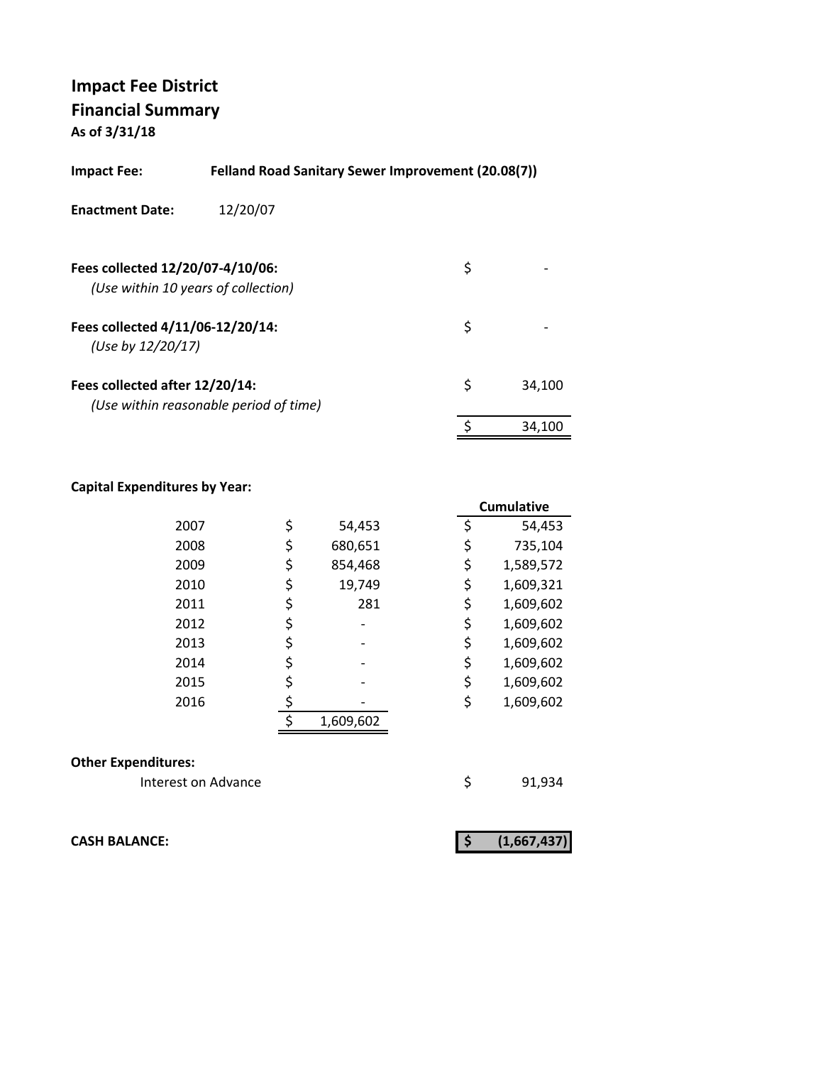# Impact Fee District
## Financial Summary
**As of 3/31/18**

**Impact Fee:** **Felland Road Sanitary Sewer Improvement (20.08(7))**

**Enactment Date:** 12/20/07

| | | |
|---|---|---|
| **Fees collected 12/20/07-4/10/06:** *(Use within 10 years of collection)* | $ | - |
| **Fees collected 4/11/06-12/20/14:** *(Use by 12/20/17)* | $ | - |
| **Fees collected after 12/20/14:** *(Use within reasonable period of time)* | $ | 34,100 |
| | $ | 34,100 |

**Capital Expenditures by Year:**

| Year | | | | Cumulative |
|---|---|---|---|---|
| 2007 | $ | 54,453 | $ | 54,453 |
| 2008 | $ | 680,651 | $ | 735,104 |
| 2009 | $ | 854,468 | $ | 1,589,572 |
| 2010 | $ | 19,749 | $ | 1,609,321 |
| 2011 | $ | 281 | $ | 1,609,602 |
| 2012 | $ | - | $ | 1,609,602 |
| 2013 | $ | - | $ | 1,609,602 |
| 2014 | $ | - | $ | 1,609,602 |
| 2015 | $ | - | $ | 1,609,602 |
| 2016 | $ | - | $ | 1,609,602 |
| | $ | 1,609,602 | | |

**Other Expenditures:**

| | | |
|---|---|---|
| Interest on Advance | $ | 91,934 |

**CASH BALANCE:** **$ (1,667,437)**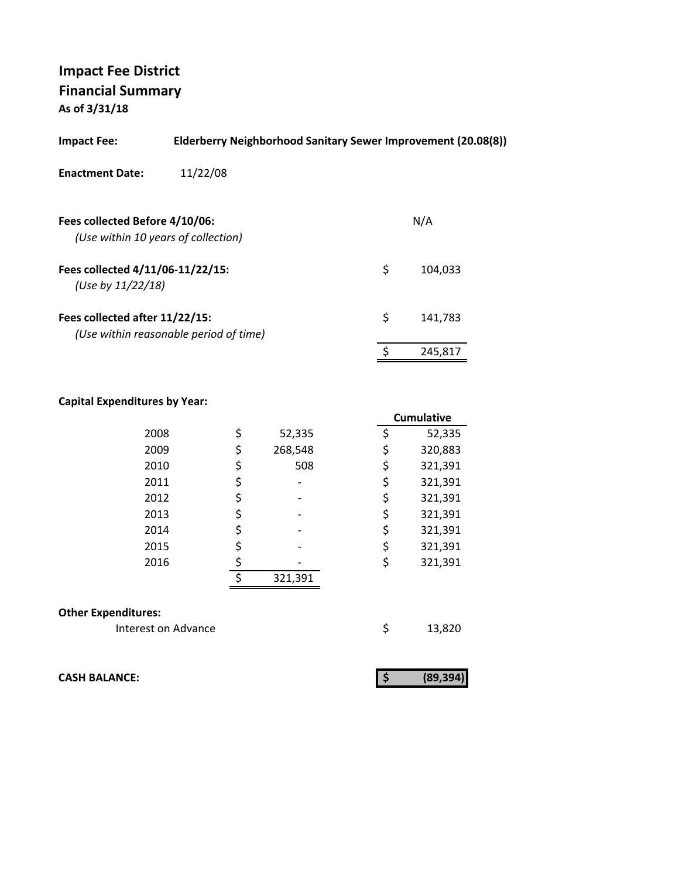# Impact Fee District
## Financial Summary
**As of 3/31/18**

**Impact Fee:** **Elderberry Neighborhood Sanitary Sewer Improvement (20.08(8))**

**Enactment Date:** 11/22/08

| | |
|---|---|
| **Fees collected Before 4/10/06:** *(Use within 10 years of collection)* | N/A |
| **Fees collected 4/11/06-11/22/15:** *(Use by 11/22/18)* | $ 104,033 |
| **Fees collected after 11/22/15:** *(Use within reasonable period of time)* | $ 141,783 |
| | $ 245,817 |

**Capital Expenditures by Year:**

| Year | Amount | Cumulative |
|---|---|---|
| 2008 | $ 52,335 | $ 52,335 |
| 2009 | $ 268,548 | $ 320,883 |
| 2010 | $ 508 | $ 321,391 |
| 2011 | $ - | $ 321,391 |
| 2012 | $ - | $ 321,391 |
| 2013 | $ - | $ 321,391 |
| 2014 | $ - | $ 321,391 |
| 2015 | $ - | $ 321,391 |
| 2016 | $ - | $ 321,391 |
| | $ 321,391 | |

**Other Expenditures:**

| | |
|---|---|
| Interest on Advance | $ 13,820 |

| | |
|---|---|
| **CASH BALANCE:** | **$ (89,394)** |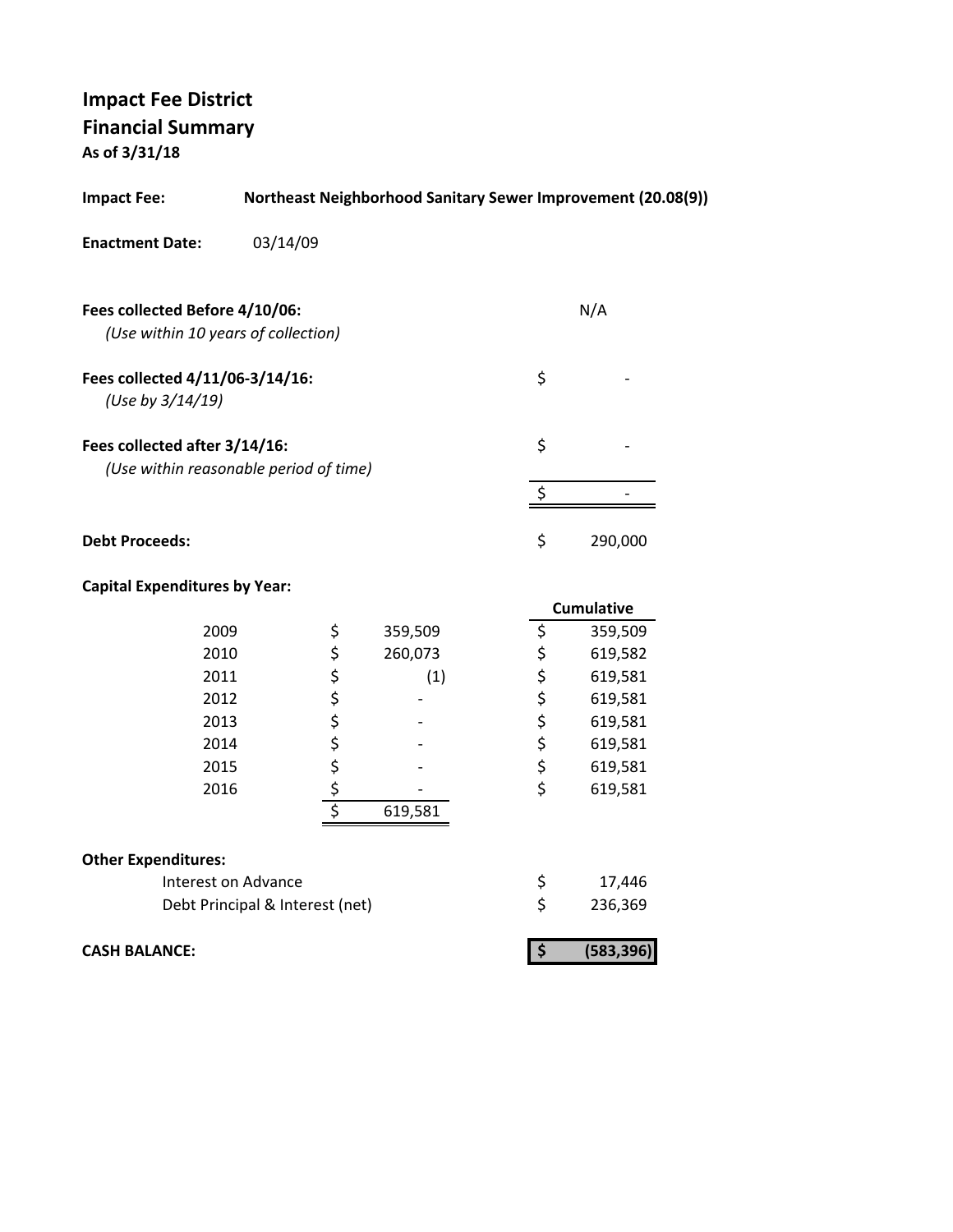# Impact Fee District
## Financial Summary
**As of 3/31/18**

**Impact Fee:** **Northeast Neighborhood Sanitary Sewer Improvement (20.08(9))**

**Enactment Date:** 03/14/09

| | |
|---|---|
| **Fees collected Before 4/10/06:** *(Use within 10 years of collection)* | N/A |
| **Fees collected 4/11/06-3/14/16:** *(Use by 3/14/19)* | $ - |
| **Fees collected after 3/14/16:** *(Use within reasonable period of time)* | $ - |
| | $ - |
| **Debt Proceeds:** | $ 290,000 |

**Capital Expenditures by Year:**

| Year | Amount | Cumulative |
|---|---|---|
| 2009 | $ 359,509 | $ 359,509 |
| 2010 | $ 260,073 | $ 619,582 |
| 2011 | $ (1) | $ 619,581 |
| 2012 | $ - | $ 619,581 |
| 2013 | $ - | $ 619,581 |
| 2014 | $ - | $ 619,581 |
| 2015 | $ - | $ 619,581 |
| 2016 | $ - | $ 619,581 |
| | $ 619,581 | |

**Other Expenditures:**

| | |
|---|---|
| Interest on Advance | $ 17,446 |
| Debt Principal & Interest (net) | $ 236,369 |

| | |
|---|---|
| **CASH BALANCE:** | **$ (583,396)** |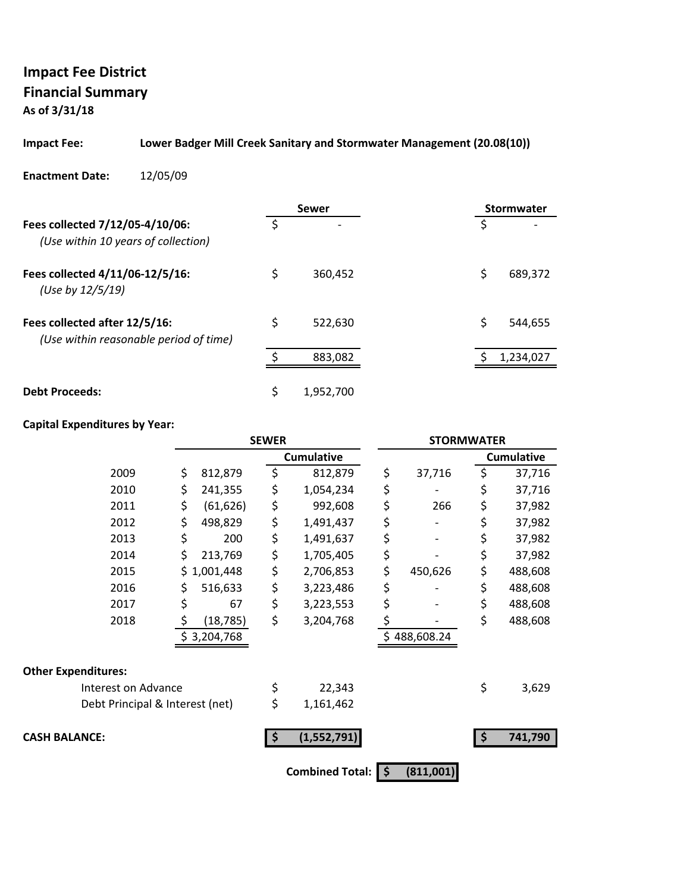# Impact Fee District
## Financial Summary
**As of 3/31/18**

**Impact Fee:** **Lower Badger Mill Creek Sanitary and Stormwater Management (20.08(10))**

**Enactment Date:** 12/05/09

| | Sewer | Stormwater |
|---|---|---|
| **Fees collected 7/12/05-4/10/06:** *(Use within 10 years of collection)* | $ - | $ - |
| **Fees collected 4/11/06-12/5/16:** *(Use by 12/5/19)* | $ 360,452 | $ 689,372 |
| **Fees collected after 12/5/16:** *(Use within reasonable period of time)* | $ 522,630 | $ 544,655 |
| | $ 883,082 | $ 1,234,027 |
| **Debt Proceeds:** | $ 1,952,700 | |

**Capital Expenditures by Year:**

| | SEWER | SEWER Cumulative | STORMWATER | STORMWATER Cumulative |
|---|---|---|---|---|
| 2009 | $ 812,879 | $ 812,879 | $ 37,716 | $ 37,716 |
| 2010 | $ 241,355 | $ 1,054,234 | $ - | $ 37,716 |
| 2011 | $ (61,626) | $ 992,608 | $ 266 | $ 37,982 |
| 2012 | $ 498,829 | $ 1,491,437 | $ - | $ 37,982 |
| 2013 | $ 200 | $ 1,491,637 | $ - | $ 37,982 |
| 2014 | $ 213,769 | $ 1,705,405 | $ - | $ 37,982 |
| 2015 | $ 1,001,448 | $ 2,706,853 | $ 450,626 | $ 488,608 |
| 2016 | $ 516,633 | $ 3,223,486 | $ - | $ 488,608 |
| 2017 | $ 67 | $ 3,223,553 | $ - | $ 488,608 |
| 2018 | $ (18,785) | $ 3,204,768 | $ - | $ 488,608 |
| | $ 3,204,768 | | $ 488,608.24 | |

**Other Expenditures:**

| | Sewer | Stormwater |
|---|---|---|
| Interest on Advance | $ 22,343 | $ 3,629 |
| Debt Principal & Interest (net) | $ 1,161,462 | |
| **CASH BALANCE:** | **$ (1,552,791)** | **$ 741,790** |

**Combined Total:** **$ (811,001)**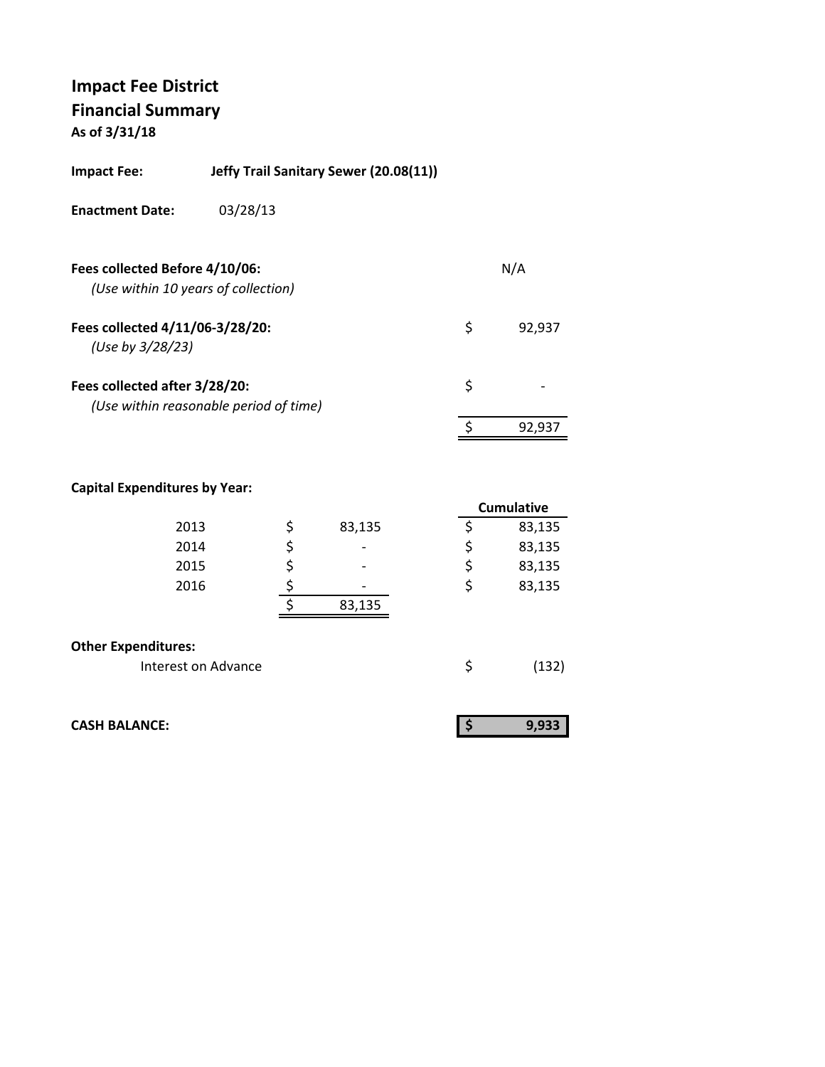# Impact Fee District
## Financial Summary
**As of 3/31/18**

**Impact Fee:** **Jeffy Trail Sanitary Sewer (20.08(11))**

**Enactment Date:** 03/28/13

| | | |
|---|---|---|
| **Fees collected Before 4/10/06:** *(Use within 10 years of collection)* | | N/A |
| **Fees collected 4/11/06-3/28/20:** *(Use by 3/28/23)* | $ | 92,937 |
| **Fees collected after 3/28/20:** *(Use within reasonable period of time)* | $ | - |
| | $ | 92,937 |

**Capital Expenditures by Year:**

| | | | Cumulative | |
|---|---|---|---|---|
| 2013 | $ | 83,135 | $ | 83,135 |
| 2014 | $ | - | $ | 83,135 |
| 2015 | $ | - | $ | 83,135 |
| 2016 | $ | - | $ | 83,135 |
| | $ | 83,135 | | |

**Other Expenditures:**

| | | |
|---|---|---|
| Interest on Advance | $ | (132) |

| | | |
|---|---|---|
| **CASH BALANCE:** | **$** | **9,933** |